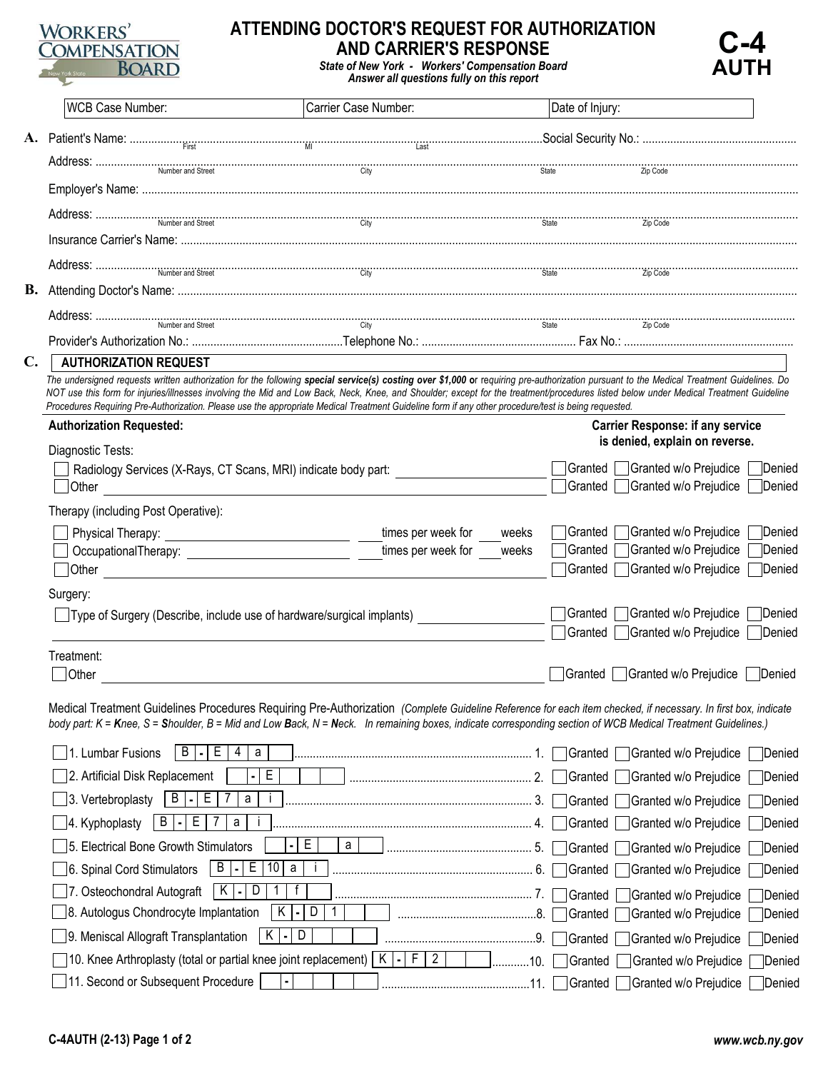WORKERS' COMPENSATION BOARD
New York State

# ATTENDING DOCTOR'S REQUEST FOR AUTHORIZATION AND CARRIER'S RESPONSE

***State of New York - Workers' Compensation Board***
***Answer all questions fully on this report***

# C-4 AUTH

| WCB Case Number: | Carrier Case Number: | Date of Injury: |
|---|---|---|

**A.** Patient's Name: ........................ (First) (MI) (Last) ........................Social Security No.: ........................

Address: ........................ (Number and Street) (City) (State) (Zip Code)

Employer's Name: ........................

Address: ........................ (Number and Street) (City) (State) (Zip Code)

Insurance Carrier's Name: ........................

Address: ........................ (Number and Street) (City) (State) (Zip Code)

**B.** Attending Doctor's Name: ........................

Address: ........................ (Number and Street) (City) (State) (Zip Code)

Provider's Authorization No.: ........................Telephone No.: ........................ Fax No.: ........................

**C.** **AUTHORIZATION REQUEST**

*The undersigned requests written authorization for the following **special service(s) costing over $1,000 o**r requiring pre-authorization pursuant to the Medical Treatment Guidelines. Do NOT use this form for injuries/illnesses involving the Mid and Low Back, Neck, Knee, and Shoulder; except for the treatment/procedures listed below under Medical Treatment Guideline Procedures Requiring Pre-Authorization. Please use the appropriate Medical Treatment Guideline form if any other procedure/test is being requested.*

| **Authorization Requested:** | **Carrier Response: if any service is denied, explain on reverse.** |
|---|---|
| Diagnostic Tests: | |
| ☐ Radiology Services (X-Rays, CT Scans, MRI) indicate body part: ____________ | ☐ Granted ☐ Granted w/o Prejudice ☐ Denied |
| ☐ Other ____________ | ☐ Granted ☐ Granted w/o Prejudice ☐ Denied |
| Therapy (including Post Operative): | |
| ☐ Physical Therapy: ____________ ____ times per week for ____ weeks | ☐ Granted ☐ Granted w/o Prejudice ☐ Denied |
| ☐ OccupationalTherapy: ____________ ____ times per week for ____ weeks | ☐ Granted ☐ Granted w/o Prejudice ☐ Denied |
| ☐ Other ____________ | ☐ Granted ☐ Granted w/o Prejudice ☐ Denied |
| Surgery: | |
| ☐ Type of Surgery (Describe, include use of hardware/surgical implants) ____________ | ☐ Granted ☐ Granted w/o Prejudice ☐ Denied |
| ____________ | ☐ Granted ☐ Granted w/o Prejudice ☐ Denied |
| Treatment: | |
| ☐ Other ____________ | ☐ Granted ☐ Granted w/o Prejudice ☐ Denied |

Medical Treatment Guidelines Procedures Requiring Pre-Authorization *(Complete Guideline Reference for each item checked, if necessary. In first box, indicate body part: K = **K**nee, S = **S**houlder, B = Mid and Low **B**ack, N = **N**eck. In remaining boxes, indicate corresponding section of WCB Medical Treatment Guidelines.)*

| Procedure | Guideline Reference | | Carrier Response |
|---|---|---|---|
| ☐ 1. Lumbar Fusions | B - E 4 a | 1. | ☐ Granted ☐ Granted w/o Prejudice ☐ Denied |
| ☐ 2. Artificial Disk Replacement | - E | 2. | ☐ Granted ☐ Granted w/o Prejudice ☐ Denied |
| ☐ 3. Vertebroplasty | B - E 7 a i | 3. | ☐ Granted ☐ Granted w/o Prejudice ☐ Denied |
| ☐ 4. Kyphoplasty | B - E 7 a i | 4. | ☐ Granted ☐ Granted w/o Prejudice ☐ Denied |
| ☐ 5. Electrical Bone Growth Stimulators | - E a | 5. | ☐ Granted ☐ Granted w/o Prejudice ☐ Denied |
| ☐ 6. Spinal Cord Stimulators | B - E 10 a i | 6. | ☐ Granted ☐ Granted w/o Prejudice ☐ Denied |
| ☐ 7. Osteochondral Autograft | K - D 1 f | 7. | ☐ Granted ☐ Granted w/o Prejudice ☐ Denied |
| ☐ 8. Autologus Chondrocyte Implantation | K - D 1 | 8. | ☐ Granted ☐ Granted w/o Prejudice ☐ Denied |
| ☐ 9. Meniscal Allograft Transplantation | K - D | 9. | ☐ Granted ☐ Granted w/o Prejudice ☐ Denied |
| ☐ 10. Knee Arthroplasty (total or partial knee joint replacement) | K - F 2 | 10. | ☐ Granted ☐ Granted w/o Prejudice ☐ Denied |
| ☐ 11. Second or Subsequent Procedure | - | 11. | ☐ Granted ☐ Granted w/o Prejudice ☐ Denied |

C-4AUTH (2-13) Page 1 of 2 www.wcb.ny.gov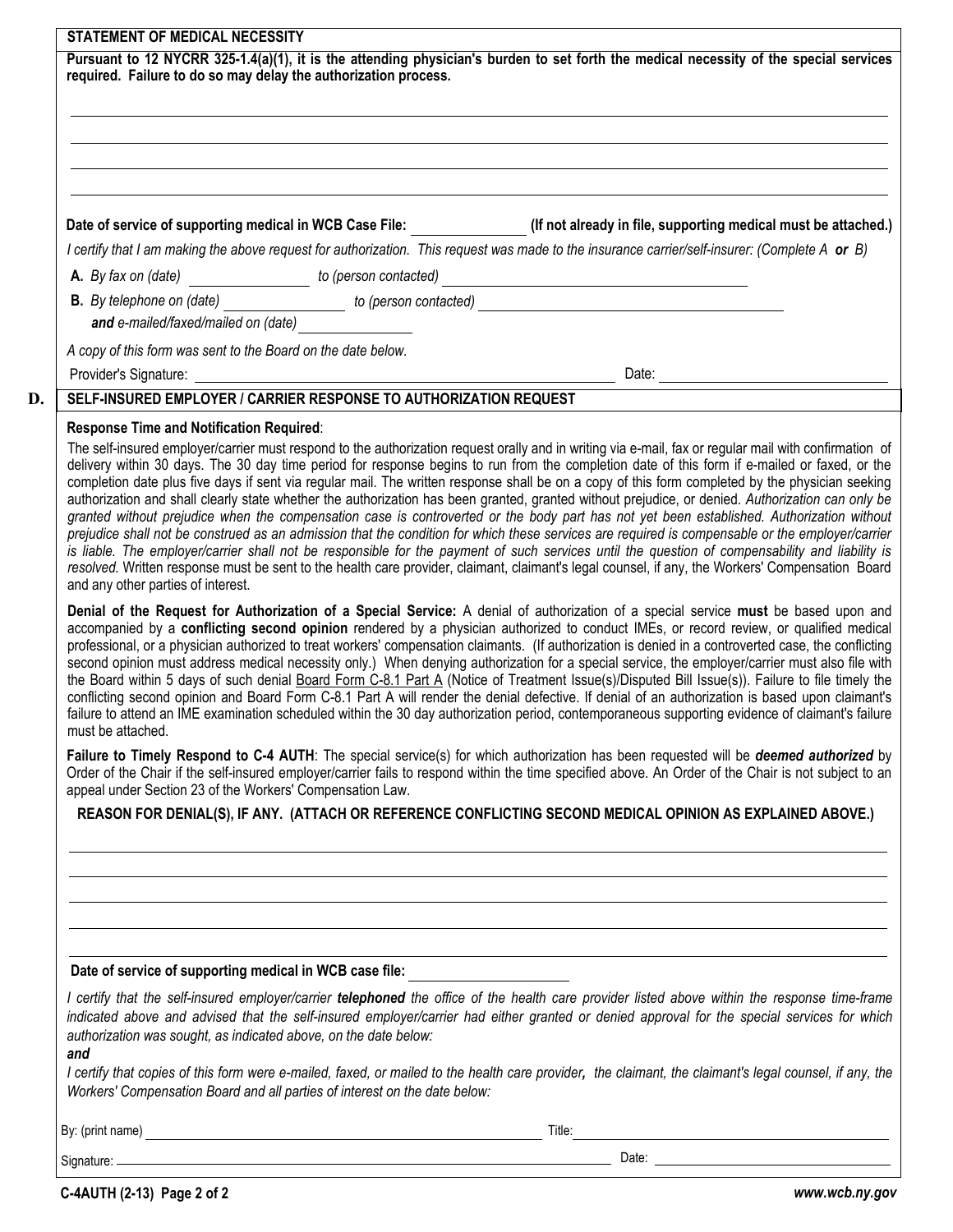## STATEMENT OF MEDICAL NECESSITY

**Pursuant to 12 NYCRR 325-1.4(a)(1), it is the attending physician's burden to set forth the medical necessity of the special services required. Failure to do so may delay the authorization process.**

\_\_\_\_\_\_\_\_\_\_\_\_\_\_\_\_\_\_\_\_\_\_\_\_\_\_\_\_\_\_\_\_\_\_\_\_\_\_\_\_\_\_\_\_\_\_\_\_\_\_\_\_

\_\_\_\_\_\_\_\_\_\_\_\_\_\_\_\_\_\_\_\_\_\_\_\_\_\_\_\_\_\_\_\_\_\_\_\_\_\_\_\_\_\_\_\_\_\_\_\_\_\_\_\_

\_\_\_\_\_\_\_\_\_\_\_\_\_\_\_\_\_\_\_\_\_\_\_\_\_\_\_\_\_\_\_\_\_\_\_\_\_\_\_\_\_\_\_\_\_\_\_\_\_\_\_\_

\_\_\_\_\_\_\_\_\_\_\_\_\_\_\_\_\_\_\_\_\_\_\_\_\_\_\_\_\_\_\_\_\_\_\_\_\_\_\_\_\_\_\_\_\_\_\_\_\_\_\_\_

**Date of service of supporting medical in WCB Case File:** \_\_\_\_\_\_\_\_\_\_\_\_ **(If not already in file, supporting medical must be attached.)**

*I certify that I am making the above request for authorization. This request was made to the insurance carrier/self-insurer: (Complete A **or** B)*

**A.** *By fax on (date)* \_\_\_\_\_\_\_\_\_\_\_\_ *to (person contacted)* \_\_\_\_\_\_\_\_\_\_\_\_\_\_\_\_\_\_\_\_\_\_\_\_

**B.** *By telephone on (date)* \_\_\_\_\_\_\_\_\_\_\_\_ *to (person contacted)* \_\_\_\_\_\_\_\_\_\_\_\_\_\_\_\_\_\_\_\_\_\_\_\_

***and** e-mailed/faxed/mailed on (date)* \_\_\_\_\_\_\_\_\_\_\_\_

*A copy of this form was sent to the Board on the date below.*

Provider's Signature: \_\_\_\_\_\_\_\_\_\_\_\_\_\_\_\_\_\_\_\_\_\_\_\_\_\_\_\_\_\_\_\_ Date: \_\_\_\_\_\_\_\_\_\_\_\_\_\_\_\_

## D. SELF-INSURED EMPLOYER / CARRIER RESPONSE TO AUTHORIZATION REQUEST

**Response Time and Notification Required**:

The self-insured employer/carrier must respond to the authorization request orally and in writing via e-mail, fax or regular mail with confirmation of delivery within 30 days. The 30 day time period for response begins to run from the completion date of this form if e-mailed or faxed, or the completion date plus five days if sent via regular mail. The written response shall be on a copy of this form completed by the physician seeking authorization and shall clearly state whether the authorization has been granted, granted without prejudice, or denied. *Authorization can only be granted without prejudice when the compensation case is controverted or the body part has not yet been established. Authorization without prejudice shall not be construed as an admission that the condition for which these services are required is compensable or the employer/carrier is liable. The employer/carrier shall not be responsible for the payment of such services until the question of compensability and liability is resolved.* Written response must be sent to the health care provider, claimant, claimant's legal counsel, if any, the Workers' Compensation Board and any other parties of interest.

**Denial of the Request for Authorization of a Special Service:** A denial of authorization of a special service **must** be based upon and accompanied by a **conflicting second opinion** rendered by a physician authorized to conduct IMEs, or record review, or qualified medical professional, or a physician authorized to treat workers' compensation claimants. (If authorization is denied in a controverted case, the conflicting second opinion must address medical necessity only.) When denying authorization for a special service, the employer/carrier must also file with the Board within 5 days of such denial Board Form C-8.1 Part A (Notice of Treatment Issue(s)/Disputed Bill Issue(s)). Failure to file timely the conflicting second opinion and Board Form C-8.1 Part A will render the denial defective. If denial of an authorization is based upon claimant's failure to attend an IME examination scheduled within the 30 day authorization period, contemporaneous supporting evidence of claimant's failure must be attached.

**Failure to Timely Respond to C-4 AUTH**: The special service(s) for which authorization has been requested will be ***deemed authorized*** by Order of the Chair if the self-insured employer/carrier fails to respond within the time specified above. An Order of the Chair is not subject to an appeal under Section 23 of the Workers' Compensation Law.

**REASON FOR DENIAL(S), IF ANY. (ATTACH OR REFERENCE CONFLICTING SECOND MEDICAL OPINION AS EXPLAINED ABOVE.)**

\_\_\_\_\_\_\_\_\_\_\_\_\_\_\_\_\_\_\_\_\_\_\_\_\_\_\_\_\_\_\_\_\_\_\_\_\_\_\_\_\_\_\_\_\_\_\_\_\_\_\_\_

\_\_\_\_\_\_\_\_\_\_\_\_\_\_\_\_\_\_\_\_\_\_\_\_\_\_\_\_\_\_\_\_\_\_\_\_\_\_\_\_\_\_\_\_\_\_\_\_\_\_\_\_

\_\_\_\_\_\_\_\_\_\_\_\_\_\_\_\_\_\_\_\_\_\_\_\_\_\_\_\_\_\_\_\_\_\_\_\_\_\_\_\_\_\_\_\_\_\_\_\_\_\_\_\_

\_\_\_\_\_\_\_\_\_\_\_\_\_\_\_\_\_\_\_\_\_\_\_\_\_\_\_\_\_\_\_\_\_\_\_\_\_\_\_\_\_\_\_\_\_\_\_\_\_\_\_\_

\_\_\_\_\_\_\_\_\_\_\_\_\_\_\_\_\_\_\_\_\_\_\_\_\_\_\_\_\_\_\_\_\_\_\_\_\_\_\_\_\_\_\_\_\_\_\_\_\_\_\_\_

**Date of service of supporting medical in WCB case file:** \_\_\_\_\_\_\_\_\_\_\_\_

*I certify that the self-insured employer/carrier **telephoned** the office of the health care provider listed above within the response time-frame indicated above and advised that the self-insured employer/carrier had either granted or denied approval for the special services for which authorization was sought, as indicated above, on the date below:*

***and***

*I certify that copies of this form were e-mailed, faxed, or mailed to the health care provider**,** the claimant, the claimant's legal counsel, if any, the Workers' Compensation Board and all parties of interest on the date below:*

By: (print name) \_\_\_\_\_\_\_\_\_\_\_\_\_\_\_\_\_\_\_\_\_\_\_\_\_\_\_\_\_\_\_\_ Title: \_\_\_\_\_\_\_\_\_\_\_\_\_\_\_\_\_\_\_\_\_\_\_\_

Signature: \_\_\_\_\_\_\_\_\_\_\_\_\_\_\_\_\_\_\_\_\_\_\_\_\_\_\_\_\_\_\_\_ Date: \_\_\_\_\_\_\_\_\_\_\_\_\_\_\_\_

**C-4AUTH (2-13)** ***www.wcb.ny.gov***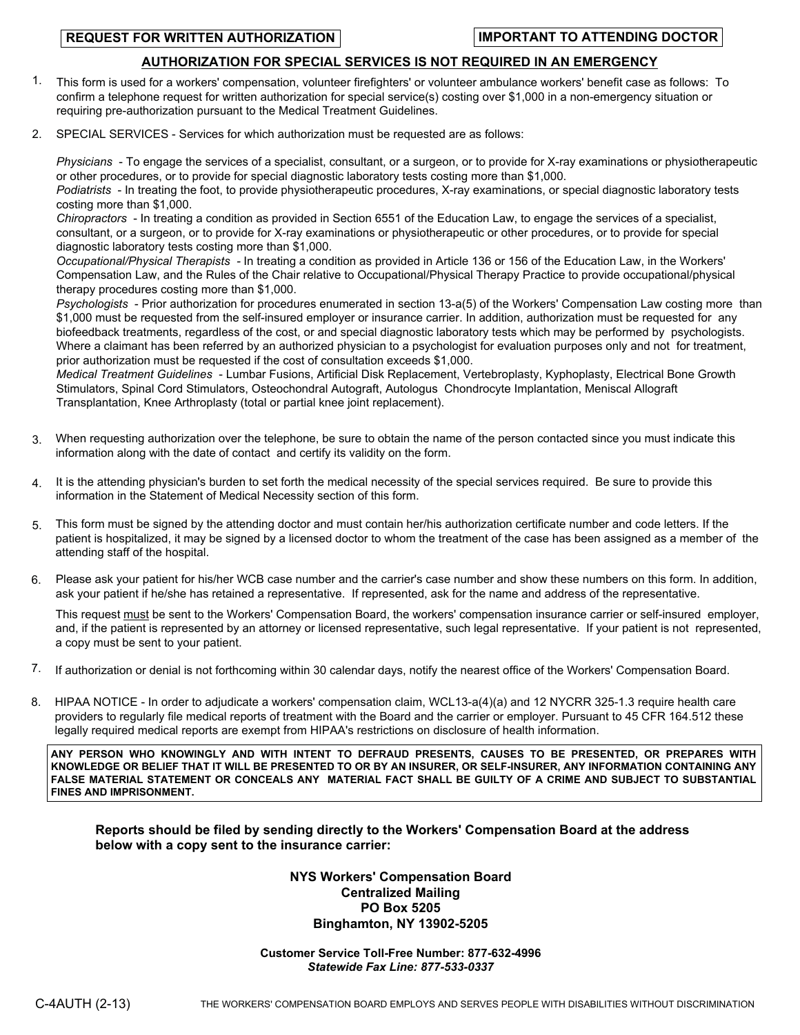**REQUEST FOR WRITTEN AUTHORIZATION**

**IMPORTANT TO ATTENDING DOCTOR**

## AUTHORIZATION FOR SPECIAL SERVICES IS NOT REQUIRED IN AN EMERGENCY

1. This form is used for a workers' compensation, volunteer firefighters' or volunteer ambulance workers' benefit case as follows: To confirm a telephone request for written authorization for special service(s) costing over $1,000 in a non-emergency situation or requiring pre-authorization pursuant to the Medical Treatment Guidelines.

2. SPECIAL SERVICES - Services for which authorization must be requested are as follows:

   *Physicians* - To engage the services of a specialist, consultant, or a surgeon, or to provide for X-ray examinations or physiotherapeutic or other procedures, or to provide for special diagnostic laboratory tests costing more than $1,000.
   *Podiatrists* - In treating the foot, to provide physiotherapeutic procedures, X-ray examinations, or special diagnostic laboratory tests costing more than $1,000.
   *Chiropractors* - In treating a condition as provided in Section 6551 of the Education Law, to engage the services of a specialist, consultant, or a surgeon, or to provide for X-ray examinations or physiotherapeutic or other procedures, or to provide for special diagnostic laboratory tests costing more than $1,000.
   *Occupational/Physical Therapists* - In treating a condition as provided in Article 136 or 156 of the Education Law, in the Workers' Compensation Law, and the Rules of the Chair relative to Occupational/Physical Therapy Practice to provide occupational/physical therapy procedures costing more than $1,000.
   *Psychologists* - Prior authorization for procedures enumerated in section 13-a(5) of the Workers' Compensation Law costing more than $1,000 must be requested from the self-insured employer or insurance carrier. In addition, authorization must be requested for any biofeedback treatments, regardless of the cost, or and special diagnostic laboratory tests which may be performed by psychologists. Where a claimant has been referred by an authorized physician to a psychologist for evaluation purposes only and not for treatment, prior authorization must be requested if the cost of consultation exceeds $1,000.
   *Medical Treatment Guidelines* - Lumbar Fusions, Artificial Disk Replacement, Vertebroplasty, Kyphoplasty, Electrical Bone Growth Stimulators, Spinal Cord Stimulators, Osteochondral Autograft, Autologus Chondrocyte Implantation, Meniscal Allograft Transplantation, Knee Arthroplasty (total or partial knee joint replacement).

3. When requesting authorization over the telephone, be sure to obtain the name of the person contacted since you must indicate this information along with the date of contact and certify its validity on the form.

4. It is the attending physician's burden to set forth the medical necessity of the special services required. Be sure to provide this information in the Statement of Medical Necessity section of this form.

5. This form must be signed by the attending doctor and must contain her/his authorization certificate number and code letters. If the patient is hospitalized, it may be signed by a licensed doctor to whom the treatment of the case has been assigned as a member of the attending staff of the hospital.

6. Please ask your patient for his/her WCB case number and the carrier's case number and show these numbers on this form. In addition, ask your patient if he/she has retained a representative. If represented, ask for the name and address of the representative.

   This request must be sent to the Workers' Compensation Board, the workers' compensation insurance carrier or self-insured employer, and, if the patient is represented by an attorney or licensed representative, such legal representative. If your patient is not represented, a copy must be sent to your patient.

7. If authorization or denial is not forthcoming within 30 calendar days, notify the nearest office of the Workers' Compensation Board.

8. HIPAA NOTICE - In order to adjudicate a workers' compensation claim, WCL13-a(4)(a) and 12 NYCRR 325-1.3 require health care providers to regularly file medical reports of treatment with the Board and the carrier or employer. Pursuant to 45 CFR 164.512 these legally required medical reports are exempt from HIPAA's restrictions on disclosure of health information.

**ANY PERSON WHO KNOWINGLY AND WITH INTENT TO DEFRAUD PRESENTS, CAUSES TO BE PRESENTED, OR PREPARES WITH KNOWLEDGE OR BELIEF THAT IT WILL BE PRESENTED TO OR BY AN INSURER, OR SELF-INSURER, ANY INFORMATION CONTAINING ANY FALSE MATERIAL STATEMENT OR CONCEALS ANY MATERIAL FACT SHALL BE GUILTY OF A CRIME AND SUBJECT TO SUBSTANTIAL FINES AND IMPRISONMENT.**

**Reports should be filed by sending directly to the Workers' Compensation Board at the address below with a copy sent to the insurance carrier:**

**NYS Workers' Compensation Board**
**Centralized Mailing**
**PO Box 5205**
**Binghamton, NY 13902-5205**

**Customer Service Toll-Free Number: 877-632-4996**
***Statewide Fax Line: 877-533-0337***

C-4AUTH (2-13) THE WORKERS' COMPENSATION BOARD EMPLOYS AND SERVES PEOPLE WITH DISABILITIES WITHOUT DISCRIMINATION